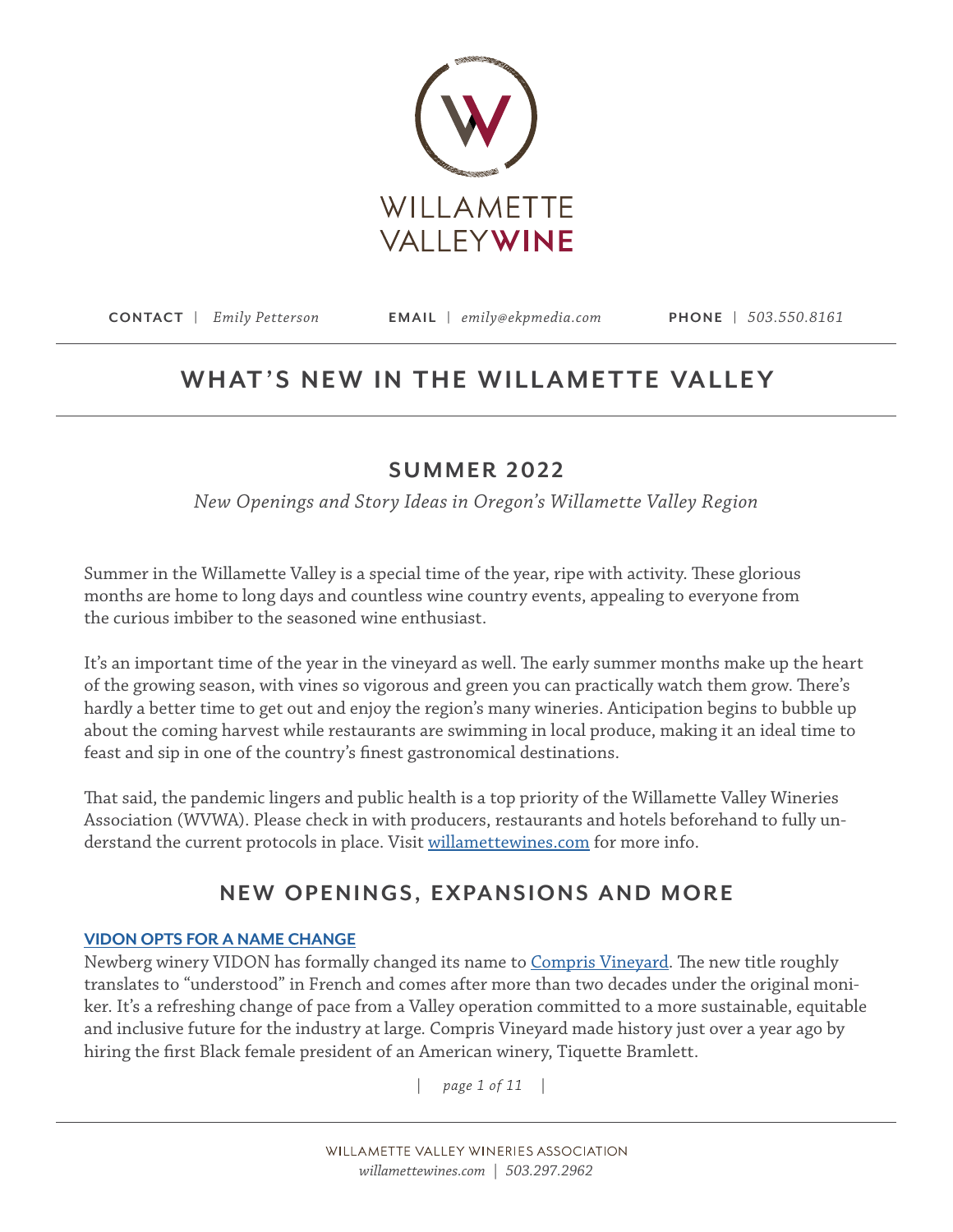WILLAMETTE VALLEY WINE

**CONTACT** | *Emily Petterson*   **EMAIL** | *emily@ekpmedia.com*   **PHONE** | *503.550.8161*

# WHAT'S NEW IN THE WILLAMETTE VALLEY

## SUMMER 2022

*New Openings and Story Ideas in Oregon's Willamette Valley Region*

Summer in the Willamette Valley is a special time of the year, ripe with activity. These glorious months are home to long days and countless wine country events, appealing to everyone from the curious imbiber to the seasoned wine enthusiast.

It's an important time of the year in the vineyard as well. The early summer months make up the heart of the growing season, with vines so vigorous and green you can practically watch them grow. There's hardly a better time to get out and enjoy the region's many wineries. Anticipation begins to bubble up about the coming harvest while restaurants are swimming in local produce, making it an ideal time to feast and sip in one of the country's finest gastronomical destinations.

That said, the pandemic lingers and public health is a top priority of the Willamette Valley Wineries Association (WVWA). Please check in with producers, restaurants and hotels beforehand to fully understand the current protocols in place. Visit willamettewines.com for more info.

## NEW OPENINGS, EXPANSIONS AND MORE

### VIDON OPTS FOR A NAME CHANGE

Newberg winery VIDON has formally changed its name to Compris Vineyard. The new title roughly translates to "understood" in French and comes after more than two decades under the original moniker. It's a refreshing change of pace from a Valley operation committed to a more sustainable, equitable and inclusive future for the industry at large. Compris Vineyard made history just over a year ago by hiring the first Black female president of an American winery, Tiquette Bramlett.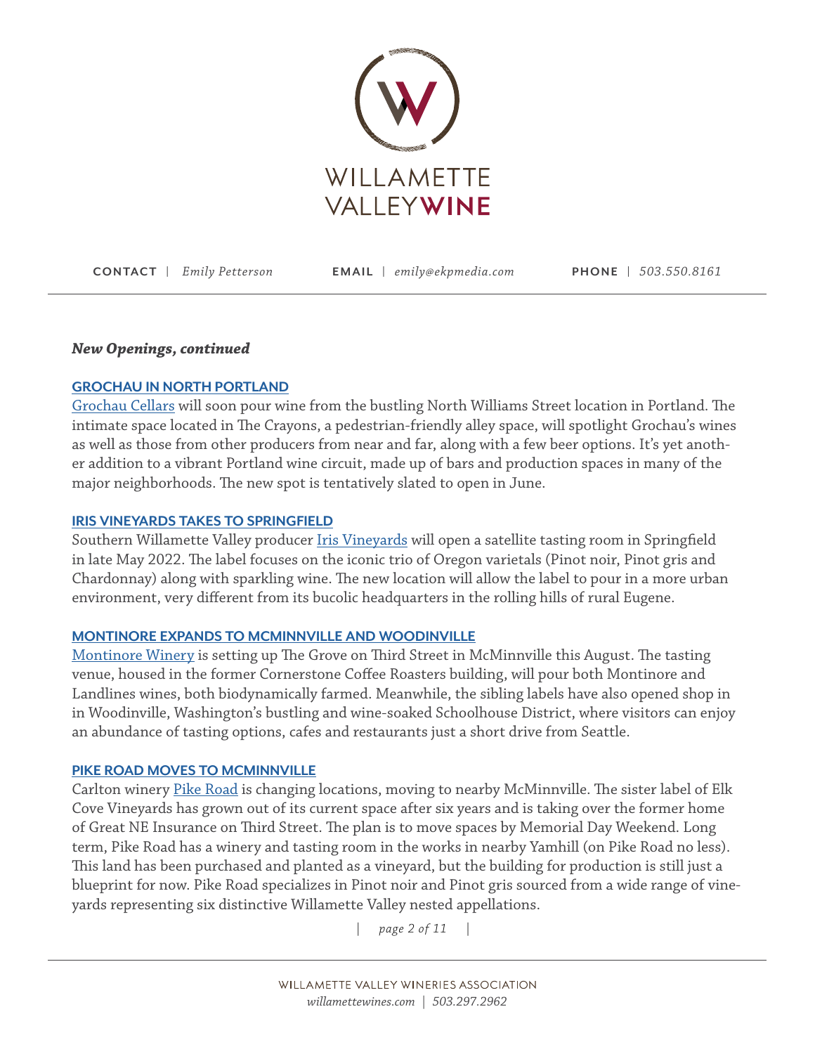**CONTACT** | *Emily Petterson* **EMAIL** | *emily@ekpmedia.com* **PHONE** | *503.550.8161*

***New Openings, continued***

### GROCHAU IN NORTH PORTLAND

Grochau Cellars will soon pour wine from the bustling North Williams Street location in Portland. The intimate space located in The Crayons, a pedestrian-friendly alley space, will spotlight Grochau's wines as well as those from other producers from near and far, along with a few beer options. It's yet another addition to a vibrant Portland wine circuit, made up of bars and production spaces in many of the major neighborhoods. The new spot is tentatively slated to open in June.

### IRIS VINEYARDS TAKES TO SPRINGFIELD

Southern Willamette Valley producer Iris Vineyards will open a satellite tasting room in Springfield in late May 2022. The label focuses on the iconic trio of Oregon varietals (Pinot noir, Pinot gris and Chardonnay) along with sparkling wine. The new location will allow the label to pour in a more urban environment, very different from its bucolic headquarters in the rolling hills of rural Eugene.

### MONTINORE EXPANDS TO MCMINNVILLE AND WOODINVILLE

Montinore Winery is setting up The Grove on Third Street in McMinnville this August. The tasting venue, housed in the former Cornerstone Coffee Roasters building, will pour both Montinore and Landlines wines, both biodynamically farmed. Meanwhile, the sibling labels have also opened shop in in Woodinville, Washington's bustling and wine-soaked Schoolhouse District, where visitors can enjoy an abundance of tasting options, cafes and restaurants just a short drive from Seattle.

### PIKE ROAD MOVES TO MCMINNVILLE

Carlton winery Pike Road is changing locations, moving to nearby McMinnville. The sister label of Elk Cove Vineyards has grown out of its current space after six years and is taking over the former home of Great NE Insurance on Third Street. The plan is to move spaces by Memorial Day Weekend. Long term, Pike Road has a winery and tasting room in the works in nearby Yamhill (on Pike Road no less). This land has been purchased and planted as a vineyard, but the building for production is still just a blueprint for now. Pike Road specializes in Pinot noir and Pinot gris sourced from a wide range of vineyards representing six distinctive Willamette Valley nested appellations.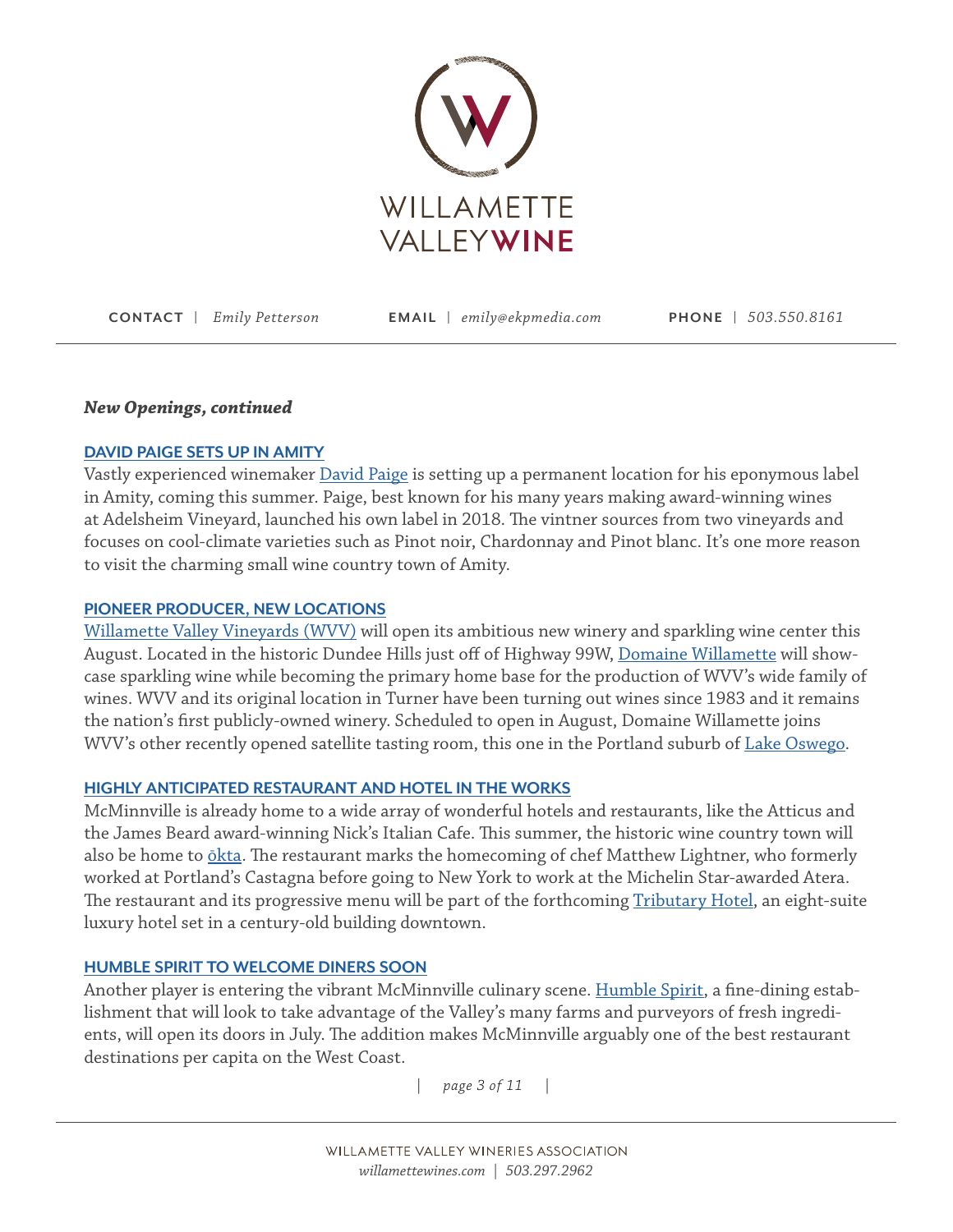**CONTACT** | *Emily Petterson* **EMAIL** | *emily@ekpmedia.com* **PHONE** | *503.550.8161*

***New Openings, continued***

### DAVID PAIGE SETS UP IN AMITY

Vastly experienced winemaker David Paige is setting up a permanent location for his eponymous label in Amity, coming this summer. Paige, best known for his many years making award-winning wines at Adelsheim Vineyard, launched his own label in 2018. The vintner sources from two vineyards and focuses on cool-climate varieties such as Pinot noir, Chardonnay and Pinot blanc. It's one more reason to visit the charming small wine country town of Amity.

### PIONEER PRODUCER, NEW LOCATIONS

Willamette Valley Vineyards (WVV) will open its ambitious new winery and sparkling wine center this August. Located in the historic Dundee Hills just off of Highway 99W, Domaine Willamette will showcase sparkling wine while becoming the primary home base for the production of WVV's wide family of wines. WVV and its original location in Turner have been turning out wines since 1983 and it remains the nation's first publicly-owned winery. Scheduled to open in August, Domaine Willamette joins WVV's other recently opened satellite tasting room, this one in the Portland suburb of Lake Oswego.

### HIGHLY ANTICIPATED RESTAURANT AND HOTEL IN THE WORKS

McMinnville is already home to a wide array of wonderful hotels and restaurants, like the Atticus and the James Beard award-winning Nick's Italian Cafe. This summer, the historic wine country town will also be home to ōkta. The restaurant marks the homecoming of chef Matthew Lightner, who formerly worked at Portland's Castagna before going to New York to work at the Michelin Star-awarded Atera. The restaurant and its progressive menu will be part of the forthcoming Tributary Hotel, an eight-suite luxury hotel set in a century-old building downtown.

### HUMBLE SPIRIT TO WELCOME DINERS SOON

Another player is entering the vibrant McMinnville culinary scene. Humble Spirit, a fine-dining establishment that will look to take advantage of the Valley's many farms and purveyors of fresh ingredients, will open its doors in July. The addition makes McMinnville arguably one of the best restaurant destinations per capita on the West Coast.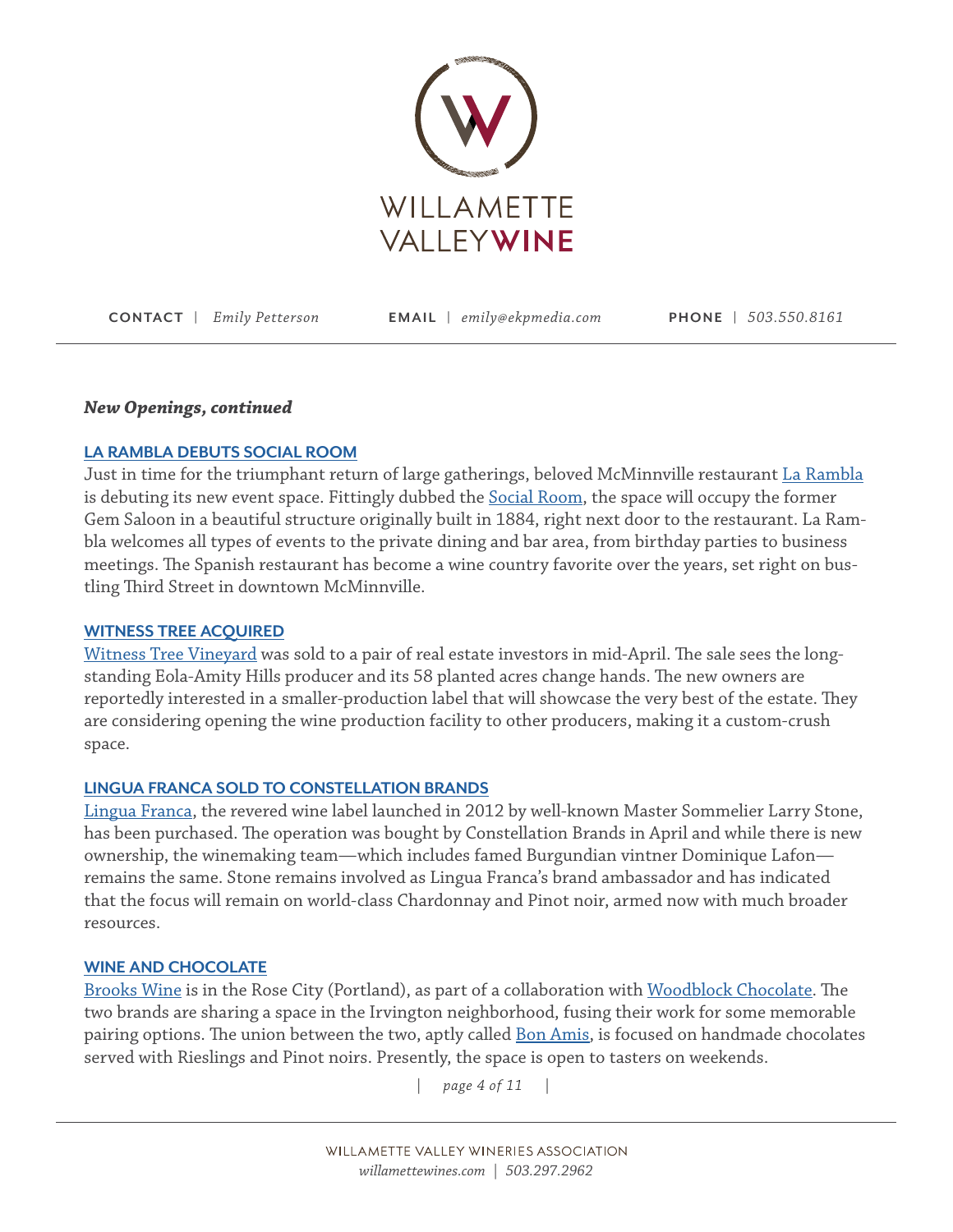WILLAMETTE VALLEY WINE

**CONTACT** | *Emily Petterson* **EMAIL** | *emily@ekpmedia.com* **PHONE** | *503.550.8161*

***New Openings, continued***

### LA RAMBLA DEBUTS SOCIAL ROOM

Just in time for the triumphant return of large gatherings, beloved McMinnville restaurant La Rambla is debuting its new event space. Fittingly dubbed the Social Room, the space will occupy the former Gem Saloon in a beautiful structure originally built in 1884, right next door to the restaurant. La Rambla welcomes all types of events to the private dining and bar area, from birthday parties to business meetings. The Spanish restaurant has become a wine country favorite over the years, set right on bustling Third Street in downtown McMinnville.

### WITNESS TREE ACQUIRED

Witness Tree Vineyard was sold to a pair of real estate investors in mid-April. The sale sees the long-standing Eola-Amity Hills producer and its 58 planted acres change hands. The new owners are reportedly interested in a smaller-production label that will showcase the very best of the estate. They are considering opening the wine production facility to other producers, making it a custom-crush space.

### LINGUA FRANCA SOLD TO CONSTELLATION BRANDS

Lingua Franca, the revered wine label launched in 2012 by well-known Master Sommelier Larry Stone, has been purchased. The operation was bought by Constellation Brands in April and while there is new ownership, the winemaking team—which includes famed Burgundian vintner Dominique Lafon—remains the same. Stone remains involved as Lingua Franca's brand ambassador and has indicated that the focus will remain on world-class Chardonnay and Pinot noir, armed now with much broader resources.

### WINE AND CHOCOLATE

Brooks Wine is in the Rose City (Portland), as part of a collaboration with Woodblock Chocolate. The two brands are sharing a space in the Irvington neighborhood, fusing their work for some memorable pairing options. The union between the two, aptly called Bon Amis, is focused on handmade chocolates served with Rieslings and Pinot noirs. Presently, the space is open to tasters on weekends.

WILLAMETTE VALLEY WINERIES ASSOCIATION
*willamettewines.com* | *503.297.2962*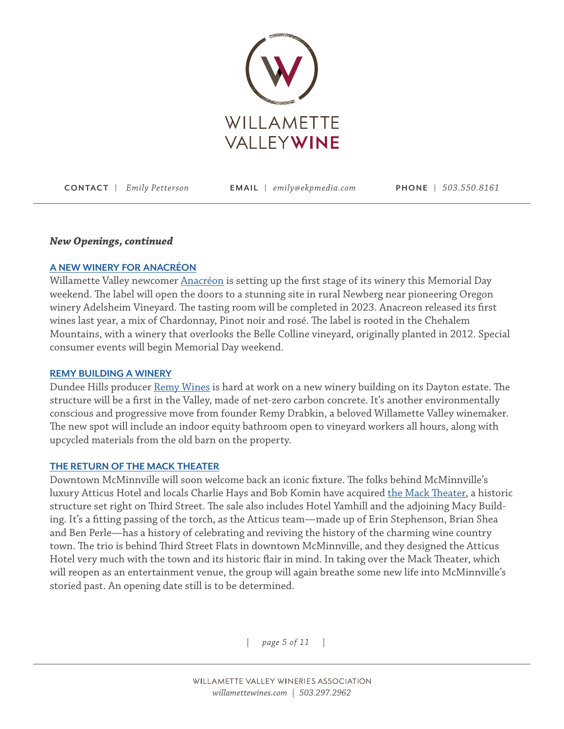WILLAMETTE VALLEY WINE

**CONTACT** | *Emily Petterson* **EMAIL** | *emily@ekpmedia.com* **PHONE** | *503.550.8161*

***New Openings, continued***

### A NEW WINERY FOR ANACRÉON

Willamette Valley newcomer Anacréon is setting up the first stage of its winery this Memorial Day weekend. The label will open the doors to a stunning site in rural Newberg near pioneering Oregon winery Adelsheim Vineyard. The tasting room will be completed in 2023. Anacreon released its first wines last year, a mix of Chardonnay, Pinot noir and rosé. The label is rooted in the Chehalem Mountains, with a winery that overlooks the Belle Colline vineyard, originally planted in 2012. Special consumer events will begin Memorial Day weekend.

### REMY BUILDING A WINERY

Dundee Hills producer Remy Wines is hard at work on a new winery building on its Dayton estate. The structure will be a first in the Valley, made of net-zero carbon concrete. It's another environmentally conscious and progressive move from founder Remy Drabkin, a beloved Willamette Valley winemaker. The new spot will include an indoor equity bathroom open to vineyard workers all hours, along with upcycled materials from the old barn on the property.

### THE RETURN OF THE MACK THEATER

Downtown McMinnville will soon welcome back an iconic fixture. The folks behind McMinnville's luxury Atticus Hotel and locals Charlie Hays and Bob Komin have acquired the Mack Theater, a historic structure set right on Third Street. The sale also includes Hotel Yamhill and the adjoining Macy Building. It's a fitting passing of the torch, as the Atticus team—made up of Erin Stephenson, Brian Shea and Ben Perle—has a history of celebrating and reviving the history of the charming wine country town. The trio is behind Third Street Flats in downtown McMinnville, and they designed the Atticus Hotel very much with the town and its historic flair in mind. In taking over the Mack Theater, which will reopen as an entertainment venue, the group will again breathe some new life into McMinnville's storied past. An opening date still is to be determined.

WILLAMETTE VALLEY WINERIES ASSOCIATION
*willamettewines.com* | *503.297.2962*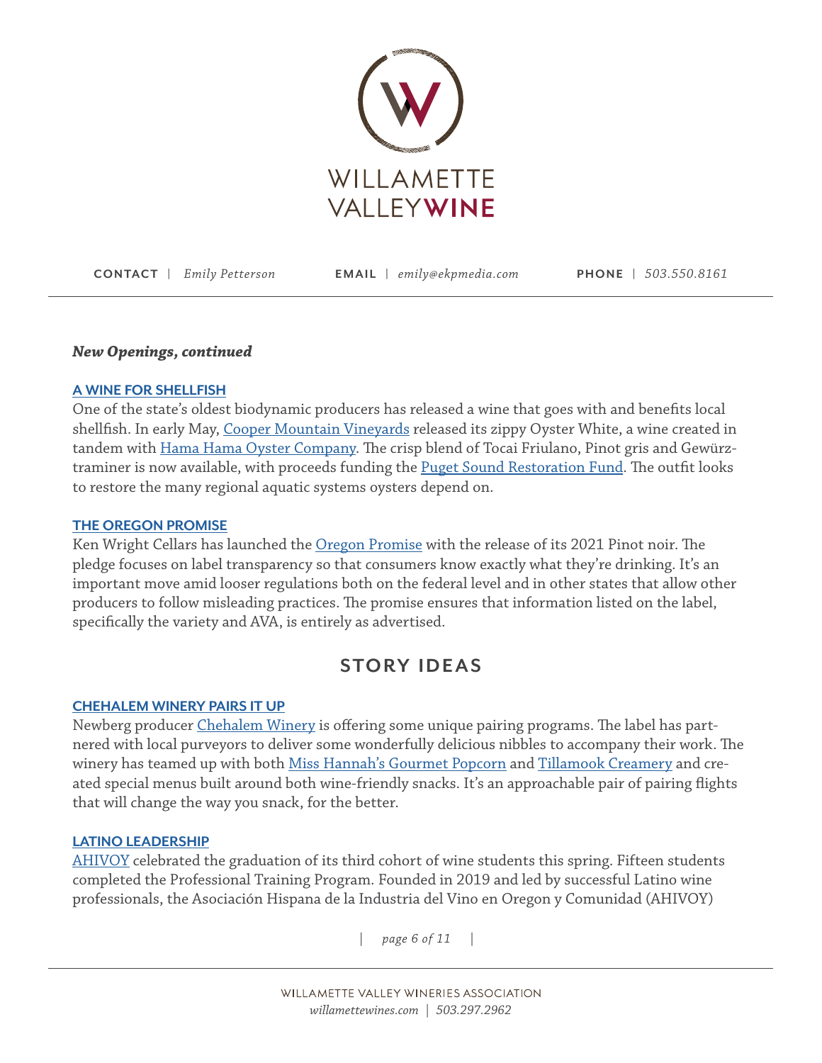**CONTACT** | *Emily Petterson* **EMAIL** | *emily@ekpmedia.com* **PHONE** | *503.550.8161*

***New Openings, continued***

### A WINE FOR SHELLFISH

One of the state's oldest biodynamic producers has released a wine that goes with and benefits local shellfish. In early May, Cooper Mountain Vineyards released its zippy Oyster White, a wine created in tandem with Hama Hama Oyster Company. The crisp blend of Tocai Friulano, Pinot gris and Gewürztraminer is now available, with proceeds funding the Puget Sound Restoration Fund. The outfit looks to restore the many regional aquatic systems oysters depend on.

### THE OREGON PROMISE

Ken Wright Cellars has launched the Oregon Promise with the release of its 2021 Pinot noir. The pledge focuses on label transparency so that consumers know exactly what they're drinking. It's an important move amid looser regulations both on the federal level and in other states that allow other producers to follow misleading practices. The promise ensures that information listed on the label, specifically the variety and AVA, is entirely as advertised.

## STORY IDEAS

### CHEHALEM WINERY PAIRS IT UP

Newberg producer Chehalem Winery is offering some unique pairing programs. The label has partnered with local purveyors to deliver some wonderfully delicious nibbles to accompany their work. The winery has teamed up with both Miss Hannah's Gourmet Popcorn and Tillamook Creamery and created special menus built around both wine-friendly snacks. It's an approachable pair of pairing flights that will change the way you snack, for the better.

### LATINO LEADERSHIP

AHIVOY celebrated the graduation of its third cohort of wine students this spring. Fifteen students completed the Professional Training Program. Founded in 2019 and led by successful Latino wine professionals, the Asociación Hispana de la Industria del Vino en Oregon y Comunidad (AHIVOY)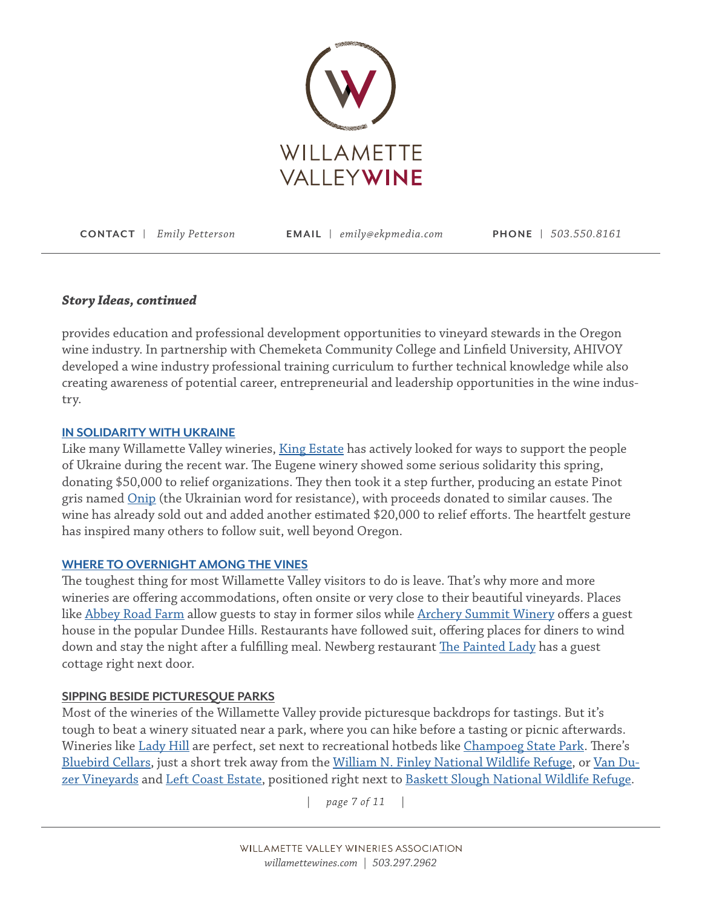***Story Ideas, continued***

provides education and professional development opportunities to vineyard stewards in the Oregon wine industry. In partnership with Chemeketa Community College and Linfield University, AHIVOY developed a wine industry professional training curriculum to further technical knowledge while also creating awareness of potential career, entrepreneurial and leadership opportunities in the wine industry.

**IN SOLIDARITY WITH UKRAINE**

Like many Willamette Valley wineries, King Estate has actively looked for ways to support the people of Ukraine during the recent war. The Eugene winery showed some serious solidarity this spring, donating $50,000 to relief organizations. They then took it a step further, producing an estate Pinot gris named Onip (the Ukrainian word for resistance), with proceeds donated to similar causes. The wine has already sold out and added another estimated $20,000 to relief efforts. The heartfelt gesture has inspired many others to follow suit, well beyond Oregon.

**WHERE TO OVERNIGHT AMONG THE VINES**

The toughest thing for most Willamette Valley visitors to do is leave. That's why more and more wineries are offering accommodations, often onsite or very close to their beautiful vineyards. Places like Abbey Road Farm allow guests to stay in former silos while Archery Summit Winery offers a guest house in the popular Dundee Hills. Restaurants have followed suit, offering places for diners to wind down and stay the night after a fulfilling meal. Newberg restaurant The Painted Lady has a guest cottage right next door.

**SIPPING BESIDE PICTURESQUE PARKS**

Most of the wineries of the Willamette Valley provide picturesque backdrops for tastings. But it's tough to beat a winery situated near a park, where you can hike before a tasting or picnic afterwards. Wineries like Lady Hill are perfect, set next to recreational hotbeds like Champoeg State Park. There's Bluebird Cellars, just a short trek away from the William N. Finley National Wildlife Refuge, or Van Duzer Vineyards and Left Coast Estate, positioned right next to Baskett Slough National Wildlife Refuge.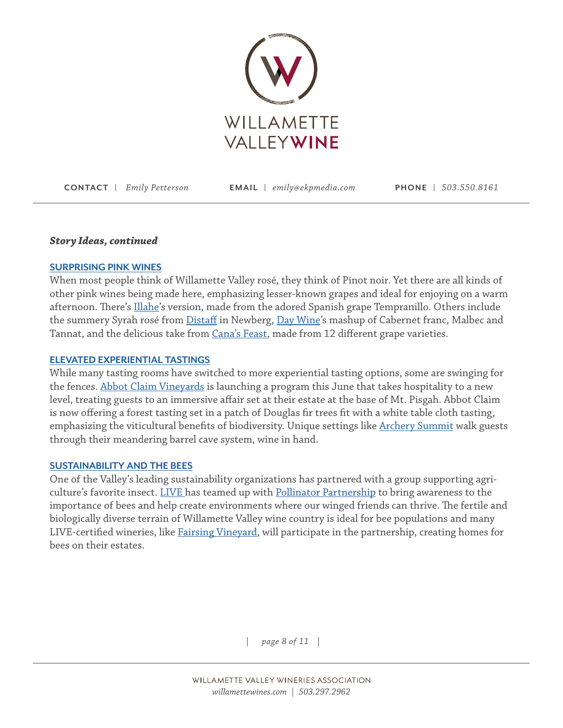WILLAMETTE VALLEY**WINE**

**CONTACT** | *Emily Petterson* **EMAIL** | *emily@ekpmedia.com* **PHONE** | *503.550.8161*

***Story Ideas, continued***

**SURPRISING PINK WINES**

When most people think of Willamette Valley rosé, they think of Pinot noir. Yet there are all kinds of other pink wines being made here, emphasizing lesser-known grapes and ideal for enjoying on a warm afternoon. There's Illahe's version, made from the adored Spanish grape Tempranillo. Others include the summery Syrah rosé from Distaff in Newberg, Day Wine's mashup of Cabernet franc, Malbec and Tannat, and the delicious take from Cana's Feast, made from 12 different grape varieties.

**ELEVATED EXPERIENTIAL TASTINGS**

While many tasting rooms have switched to more experiential tasting options, some are swinging for the fences. Abbot Claim Vineyards is launching a program this June that takes hospitality to a new level, treating guests to an immersive affair set at their estate at the base of Mt. Pisgah. Abbot Claim is now offering a forest tasting set in a patch of Douglas fir trees fit with a white table cloth tasting, emphasizing the viticultural benefits of biodiversity. Unique settings like Archery Summit walk guests through their meandering barrel cave system, wine in hand.

**SUSTAINABILITY AND THE BEES**

One of the Valley's leading sustainability organizations has partnered with a group supporting agriculture's favorite insect. LIVE has teamed up with Pollinator Partnership to bring awareness to the importance of bees and help create environments where our winged friends can thrive. The fertile and biologically diverse terrain of Willamette Valley wine country is ideal for bee populations and many LIVE-certified wineries, like Fairsing Vineyard, will participate in the partnership, creating homes for bees on their estates.

WILLAMETTE VALLEY WINERIES ASSOCIATION
*willamettewines.com | 503.297.2962*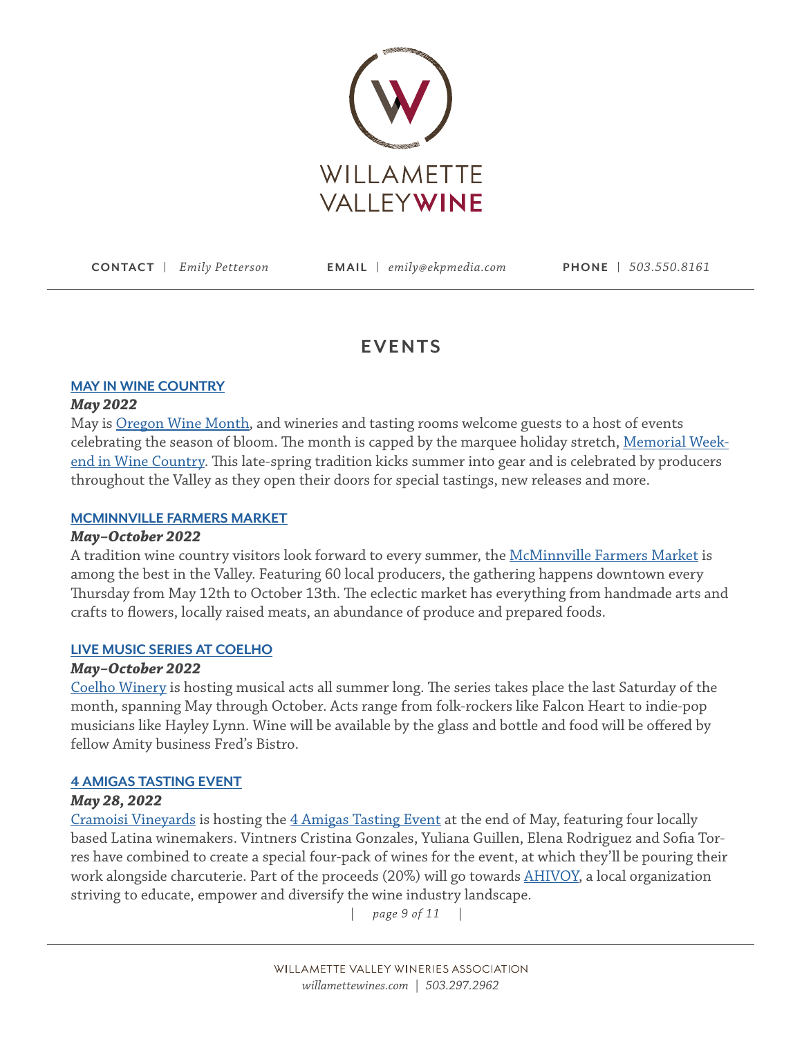WILLAMETTE VALLEY WINE

**CONTACT** | *Emily Petterson* **EMAIL** | *emily@ekpmedia.com* **PHONE** | *503.550.8161*

## EVENTS

### MAY IN WINE COUNTRY

***May 2022***

May is Oregon Wine Month, and wineries and tasting rooms welcome guests to a host of events celebrating the season of bloom. The month is capped by the marquee holiday stretch, Memorial Weekend in Wine Country. This late-spring tradition kicks summer into gear and is celebrated by producers throughout the Valley as they open their doors for special tastings, new releases and more.

### MCMINNVILLE FARMERS MARKET

***May–October 2022***

A tradition wine country visitors look forward to every summer, the McMinnville Farmers Market is among the best in the Valley. Featuring 60 local producers, the gathering happens downtown every Thursday from May 12th to October 13th. The eclectic market has everything from handmade arts and crafts to flowers, locally raised meats, an abundance of produce and prepared foods.

### LIVE MUSIC SERIES AT COELHO

***May–October 2022***

Coelho Winery is hosting musical acts all summer long. The series takes place the last Saturday of the month, spanning May through October. Acts range from folk-rockers like Falcon Heart to indie-pop musicians like Hayley Lynn. Wine will be available by the glass and bottle and food will be offered by fellow Amity business Fred's Bistro.

### 4 AMIGAS TASTING EVENT

***May 28, 2022***

Cramoisi Vineyards is hosting the 4 Amigas Tasting Event at the end of May, featuring four locally based Latina winemakers. Vintners Cristina Gonzales, Yuliana Guillen, Elena Rodriguez and Sofia Torres have combined to create a special four-pack of wines for the event, at which they'll be pouring their work alongside charcuterie. Part of the proceeds (20%) will go towards AHIVOY, a local organization striving to educate, empower and diversify the wine industry landscape.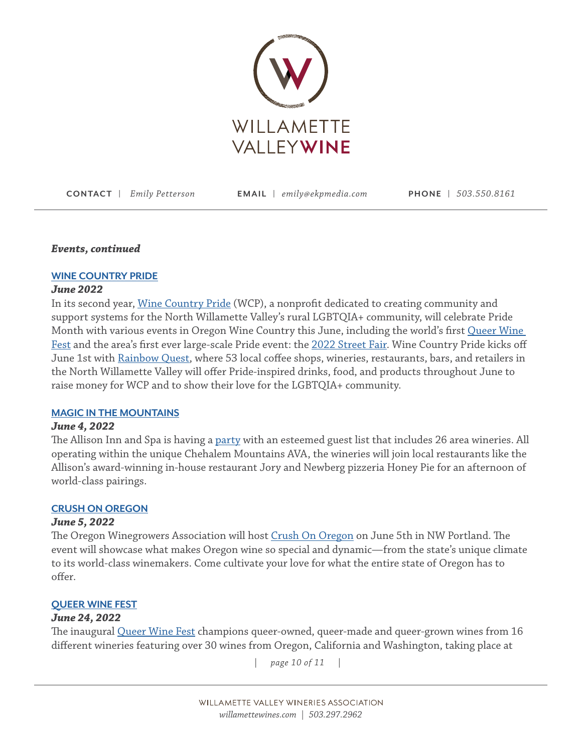**CONTACT** | *Emily Petterson* **EMAIL** | *emily@ekpmedia.com* **PHONE** | *503.550.8161*

***Events, continued***

### WINE COUNTRY PRIDE

***June 2022***

In its second year, Wine Country Pride (WCP), a nonprofit dedicated to creating community and support systems for the North Willamette Valley's rural LGBTQIA+ community, will celebrate Pride Month with various events in Oregon Wine Country this June, including the world's first Queer Wine Fest and the area's first ever large-scale Pride event: the 2022 Street Fair. Wine Country Pride kicks off June 1st with Rainbow Quest, where 53 local coffee shops, wineries, restaurants, bars, and retailers in the North Willamette Valley will offer Pride-inspired drinks, food, and products throughout June to raise money for WCP and to show their love for the LGBTQIA+ community.

### MAGIC IN THE MOUNTAINS

***June 4, 2022***

The Allison Inn and Spa is having a party with an esteemed guest list that includes 26 area wineries. All operating within the unique Chehalem Mountains AVA, the wineries will join local restaurants like the Allison's award-winning in-house restaurant Jory and Newberg pizzeria Honey Pie for an afternoon of world-class pairings.

### CRUSH ON OREGON

***June 5, 2022***

The Oregon Winegrowers Association will host Crush On Oregon on June 5th in NW Portland. The event will showcase what makes Oregon wine so special and dynamic—from the state's unique climate to its world-class winemakers. Come cultivate your love for what the entire state of Oregon has to offer.

### QUEER WINE FEST

***June 24, 2022***

The inaugural Queer Wine Fest champions queer-owned, queer-made and queer-grown wines from 16 different wineries featuring over 30 wines from Oregon, California and Washington, taking place at

WILLAMETTE VALLEY WINERIES ASSOCIATION
*willamettewines.com | 503.297.2962*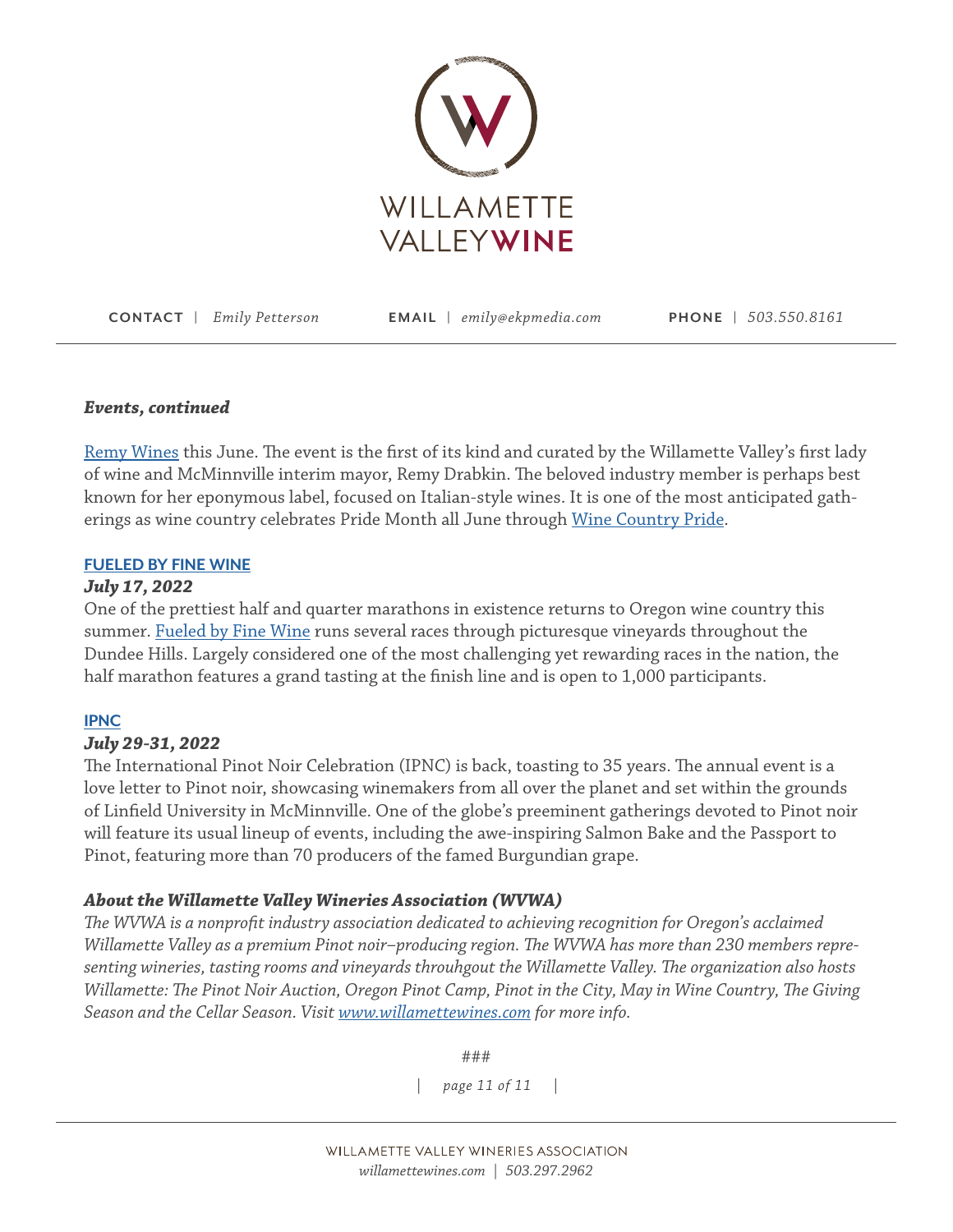WILLAMETTE VALLEY WINE

**CONTACT** | *Emily Petterson* **EMAIL** | *emily@ekpmedia.com* **PHONE** | *503.550.8161*

***Events, continued***

Remy Wines this June. The event is the first of its kind and curated by the Willamette Valley's first lady of wine and McMinnville interim mayor, Remy Drabkin. The beloved industry member is perhaps best known for her eponymous label, focused on Italian-style wines. It is one of the most anticipated gatherings as wine country celebrates Pride Month all June through Wine Country Pride.

**FUELED BY FINE WINE**

***July 17, 2022***

One of the prettiest half and quarter marathons in existence returns to Oregon wine country this summer. Fueled by Fine Wine runs several races through picturesque vineyards throughout the Dundee Hills. Largely considered one of the most challenging yet rewarding races in the nation, the half marathon features a grand tasting at the finish line and is open to 1,000 participants.

**IPNC**

***July 29-31, 2022***

The International Pinot Noir Celebration (IPNC) is back, toasting to 35 years. The annual event is a love letter to Pinot noir, showcasing winemakers from all over the planet and set within the grounds of Linfield University in McMinnville. One of the globe's preeminent gatherings devoted to Pinot noir will feature its usual lineup of events, including the awe-inspiring Salmon Bake and the Passport to Pinot, featuring more than 70 producers of the famed Burgundian grape.

***About the Willamette Valley Wineries Association (WVWA)***

*The WVWA is a nonprofit industry association dedicated to achieving recognition for Oregon's acclaimed Willamette Valley as a premium Pinot noir–producing region. The WVWA has more than 230 members representing wineries, tasting rooms and vineyards throuhgout the Willamette Valley. The organization also hosts Willamette: The Pinot Noir Auction, Oregon Pinot Camp, Pinot in the City, May in Wine Country, The Giving Season and the Cellar Season. Visit www.willamettewines.com for more info.*

###

WILLAMETTE VALLEY WINERIES ASSOCIATION
*willamettewines.com | 503.297.2962*